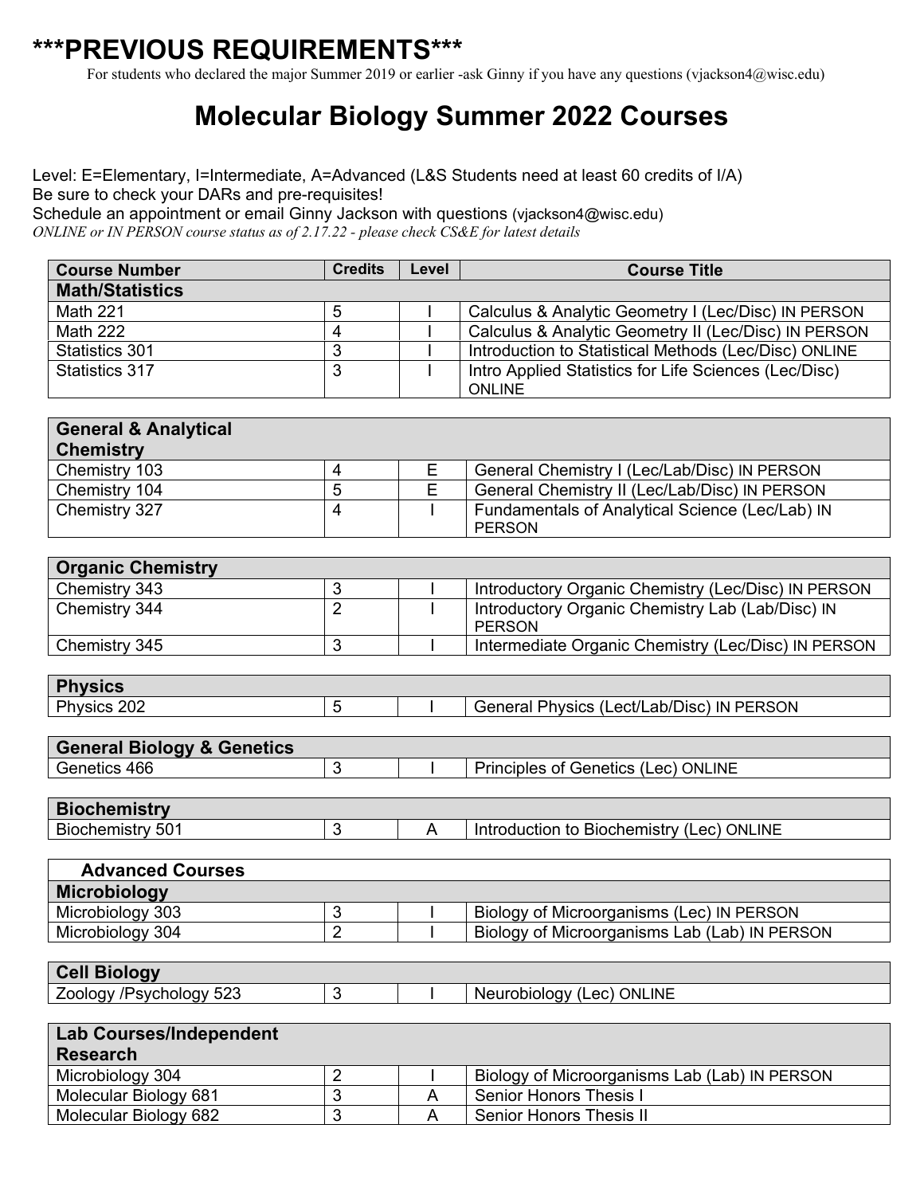# ***PREVIOUS REQUIREMENTS***

For students who declared the major Summer 2019 or earlier -ask Ginny if you have any questions (vjackson4@wisc.edu)

## Molecular Biology Summer 2022 Courses

Level: E=Elementary, I=Intermediate, A=Advanced (L&S Students need at least 60 credits of I/A)
Be sure to check your DARs and pre-requisites!
Schedule an appointment or email Ginny Jackson with questions (vjackson4@wisc.edu)
*ONLINE or IN PERSON course status as of 2.17.22 - please check CS&E for latest details*

| Course Number | Credits | Level | Course Title |
|---|---|---|---|
| **Math/Statistics** | | | |
| Math 221 | 5 | I | Calculus & Analytic Geometry I (Lec/Disc) IN PERSON |
| Math 222 | 4 | I | Calculus & Analytic Geometry II (Lec/Disc) IN PERSON |
| Statistics 301 | 3 | I | Introduction to Statistical Methods (Lec/Disc) ONLINE |
| Statistics 317 | 3 | I | Intro Applied Statistics for Life Sciences (Lec/Disc) ONLINE |

| **General & Analytical Chemistry** | | | |
|---|---|---|---|
| Chemistry 103 | 4 | E | General Chemistry I (Lec/Lab/Disc) IN PERSON |
| Chemistry 104 | 5 | E | General Chemistry II (Lec/Lab/Disc) IN PERSON |
| Chemistry 327 | 4 | I | Fundamentals of Analytical Science (Lec/Lab) IN PERSON |

| **Organic Chemistry** | | | |
|---|---|---|---|
| Chemistry 343 | 3 | I | Introductory Organic Chemistry (Lec/Disc) IN PERSON |
| Chemistry 344 | 2 | I | Introductory Organic Chemistry Lab (Lab/Disc) IN PERSON |
| Chemistry 345 | 3 | I | Intermediate Organic Chemistry (Lec/Disc) IN PERSON |

| **Physics** | | | |
|---|---|---|---|
| Physics 202 | 5 | I | General Physics (Lect/Lab/Disc) IN PERSON |

| **General Biology & Genetics** | | | |
|---|---|---|---|
| Genetics 466 | 3 | I | Principles of Genetics (Lec) ONLINE |

| **Biochemistry** | | | |
|---|---|---|---|
| Biochemistry 501 | 3 | A | Introduction to Biochemistry (Lec) ONLINE |

| **Advanced Courses** | | | |
|---|---|---|---|
| **Microbiology** | | | |
| Microbiology 303 | 3 | I | Biology of Microorganisms (Lec) IN PERSON |
| Microbiology 304 | 2 | I | Biology of Microorganisms Lab (Lab) IN PERSON |

| **Cell Biology** | | | |
|---|---|---|---|
| Zoology /Psychology 523 | 3 | I | Neurobiology (Lec) ONLINE |

| **Lab Courses/Independent Research** | | | |
|---|---|---|---|
| Microbiology 304 | 2 | I | Biology of Microorganisms Lab (Lab) IN PERSON |
| Molecular Biology 681 | 3 | A | Senior Honors Thesis I |
| Molecular Biology 682 | 3 | A | Senior Honors Thesis II |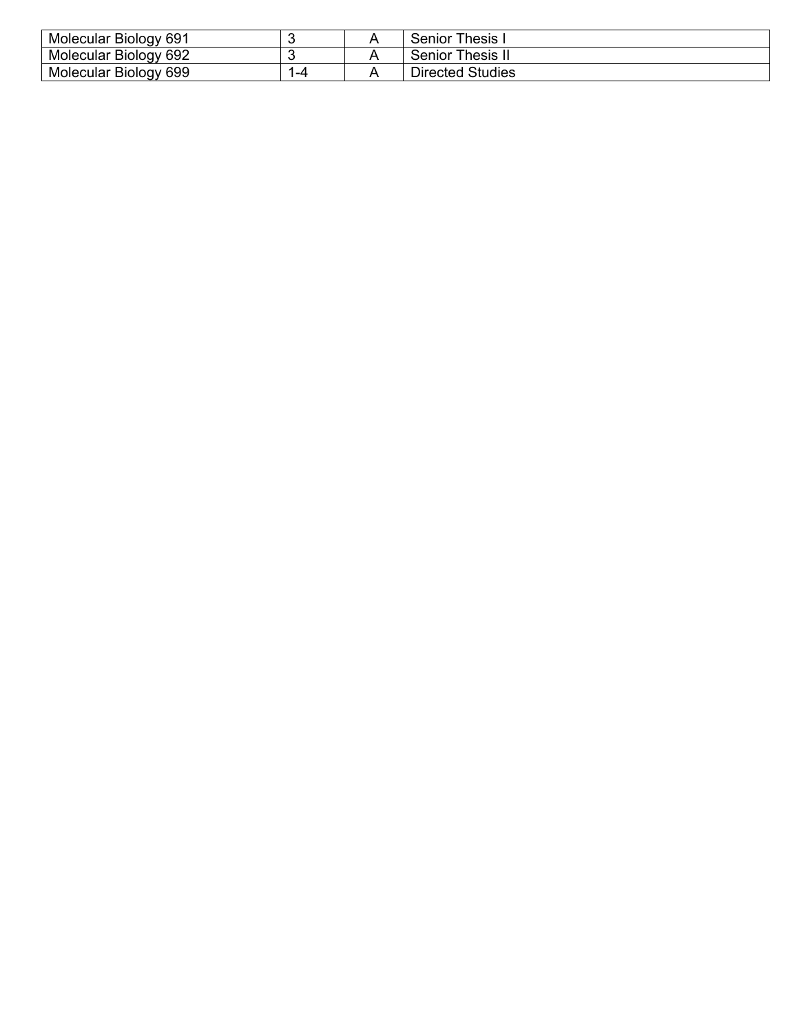| | | | |
|---|---|---|---|
| Molecular Biology 691 | 3 | A | Senior Thesis I |
| Molecular Biology 692 | 3 | A | Senior Thesis II |
| Molecular Biology 699 | 1-4 | A | Directed Studies |